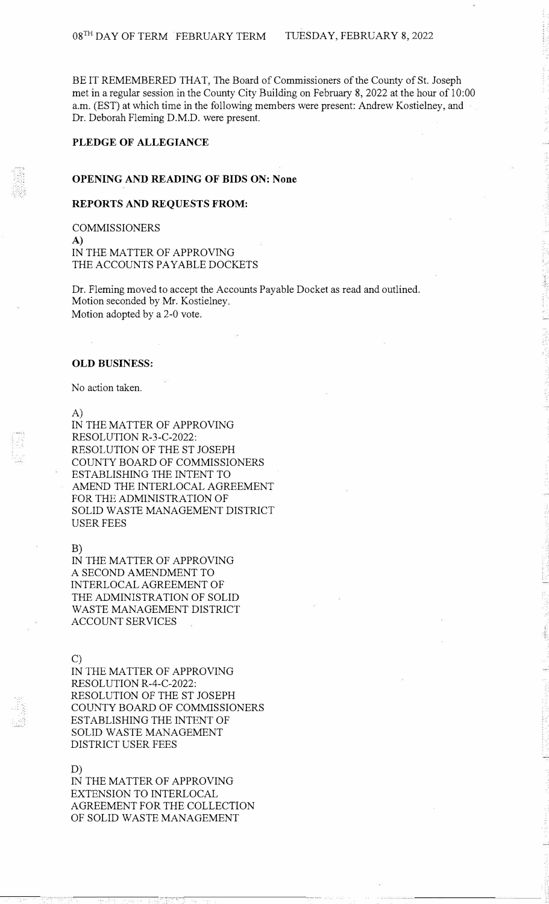08TH DAY OF TERM FEBRUARY TERM TUESDAY, FEBRUARY 8, 2022

BE IT REMEMBERED THAT, The Board of Commissioners of the County of St. Joseph met in a regular session in the County City Building on February 8, 2022 at the hour of 10:00 a.m. (EST) at which time in the following members were present: Andrew Kostielney, and Dr. Deborah Fleming D.M.D. were present.

**PLEDGE OF ALLEGIANCE**

**OPENING AND READING OF BIDS ON: None**

**REPORTS AND REQUESTS FROM:**

COMMISSIONERS
**A)**
IN THE MATTER OF APPROVING
THE ACCOUNTS PAYABLE DOCKETS

Dr. Fleming moved to accept the Accounts Payable Docket as read and outlined.
Motion seconded by Mr. Kostielney.
Motion adopted by a 2-0 vote.

**OLD BUSINESS:**

No action taken.

A)
IN THE MATTER OF APPROVING
RESOLUTION R-3-C-2022:
RESOLUTION OF THE ST JOSEPH
COUNTY BOARD OF COMMISSIONERS
ESTABLISHING THE INTENT TO
AMEND THE INTERLOCAL AGREEMENT
FOR THE ADMINISTRATION OF
SOLID WASTE MANAGEMENT DISTRICT
USER FEES

B)
IN THE MATTER OF APPROVING
A SECOND AMENDMENT TO
INTERLOCAL AGREEMENT OF
THE ADMINISTRATION OF SOLID
WASTE MANAGEMENT DISTRICT
ACCOUNT SERVICES

C)
IN THE MATTER OF APPROVING
RESOLUTION R-4-C-2022:
RESOLUTION OF THE ST JOSEPH
COUNTY BOARD OF COMMISSIONERS
ESTABLISHING THE INTENT OF
SOLID WASTE MANAGEMENT
DISTRICT USER FEES

D)
IN THE MATTER OF APPROVING
EXTENSION TO INTERLOCAL
AGREEMENT FOR THE COLLECTION
OF SOLID WASTE MANAGEMENT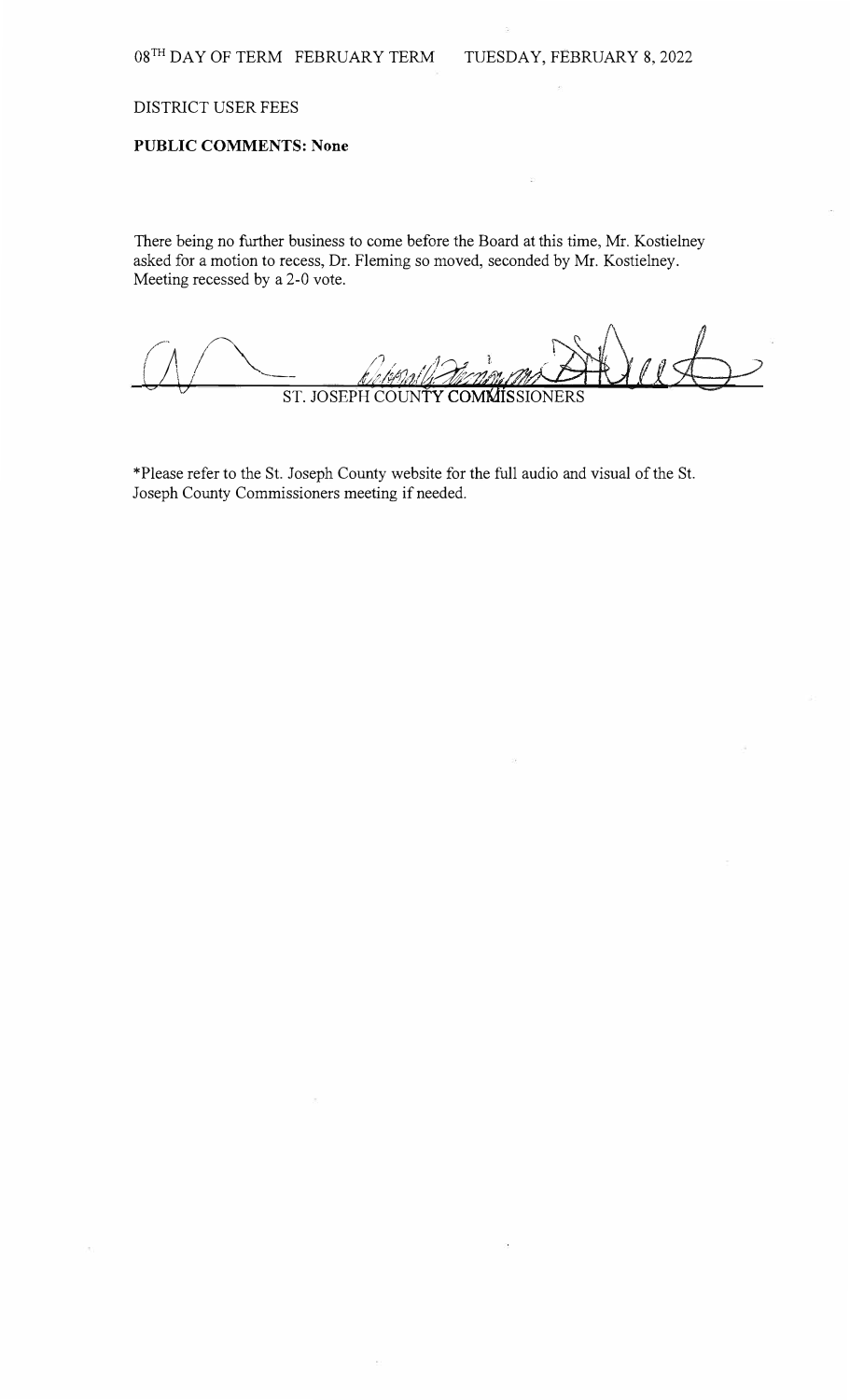DISTRICT USER FEES

**PUBLIC COMMENTS: None**

There being no further business to come before the Board at this time, Mr. Kostielney asked for a motion to recess, Dr. Fleming so moved, seconded by Mr. Kostielney. Meeting recessed by a 2-0 vote.

ST. JOSEPH COUNTY COMMISSIONERS

*Please refer to the St. Joseph County website for the full audio and visual of the St. Joseph County Commissioners meeting if needed.